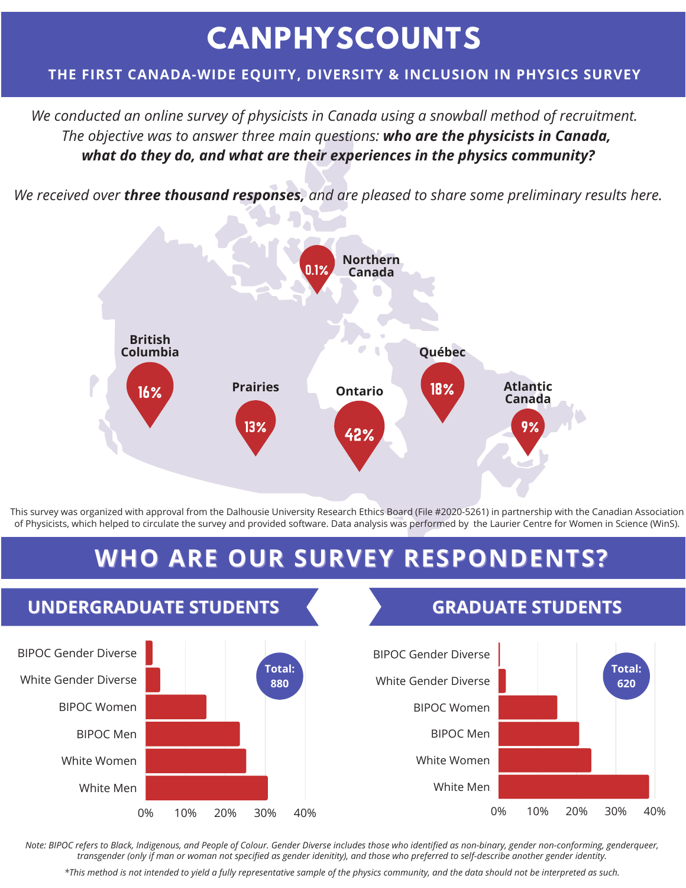# CANPHYSCOUNTS

## THE FIRST CANADA-WIDE EQUITY, DIVERSITY & INCLUSION IN PHYSICS SURVEY

*We conducted an online survey of physicists in Canada using a snowball method of recruitment. The objective was to answer three main questions:* ***who are the physicists in Canada, what do they do, and what are their experiences in the physics community?***

*We received over* ***three thousand responses,*** *and are pleased to share some preliminary results here.*

- Northern Canada: 0.1%
- British Columbia: 16%
- Prairies: 13%
- Ontario: 42%
- Québec: 18%
- Atlantic Canada: 9%

This survey was organized with approval from the Dalhousie University Research Ethics Board (File #2020-5261) in partnership with the Canadian Association of Physicists, which helped to circulate the survey and provided software. Data analysis was performed by the Laurier Centre for Women in Science (WinS).

## WHO ARE OUR SURVEY RESPONDENTS?

### UNDERGRADUATE STUDENTS

Total: 880

- BIPOC Gender Diverse
- White Gender Diverse
- BIPOC Women
- BIPOC Men
- White Women
- White Men

0% 10% 20% 30% 40%

### GRADUATE STUDENTS

Total: 620

- BIPOC Gender Diverse
- White Gender Diverse
- BIPOC Women
- BIPOC Men
- White Women
- White Men

0% 10% 20% 30% 40%

*Note: BIPOC refers to Black, Indigenous, and People of Colour. Gender Diverse includes those who identified as non-binary, gender non-conforming, genderqueer, transgender (only if man or woman not specified as gender identity), and those who preferred to self-describe another gender identity.*

*\*This method is not intended to yield a fully representative sample of the physics community, and the data should not be interpreted as such.*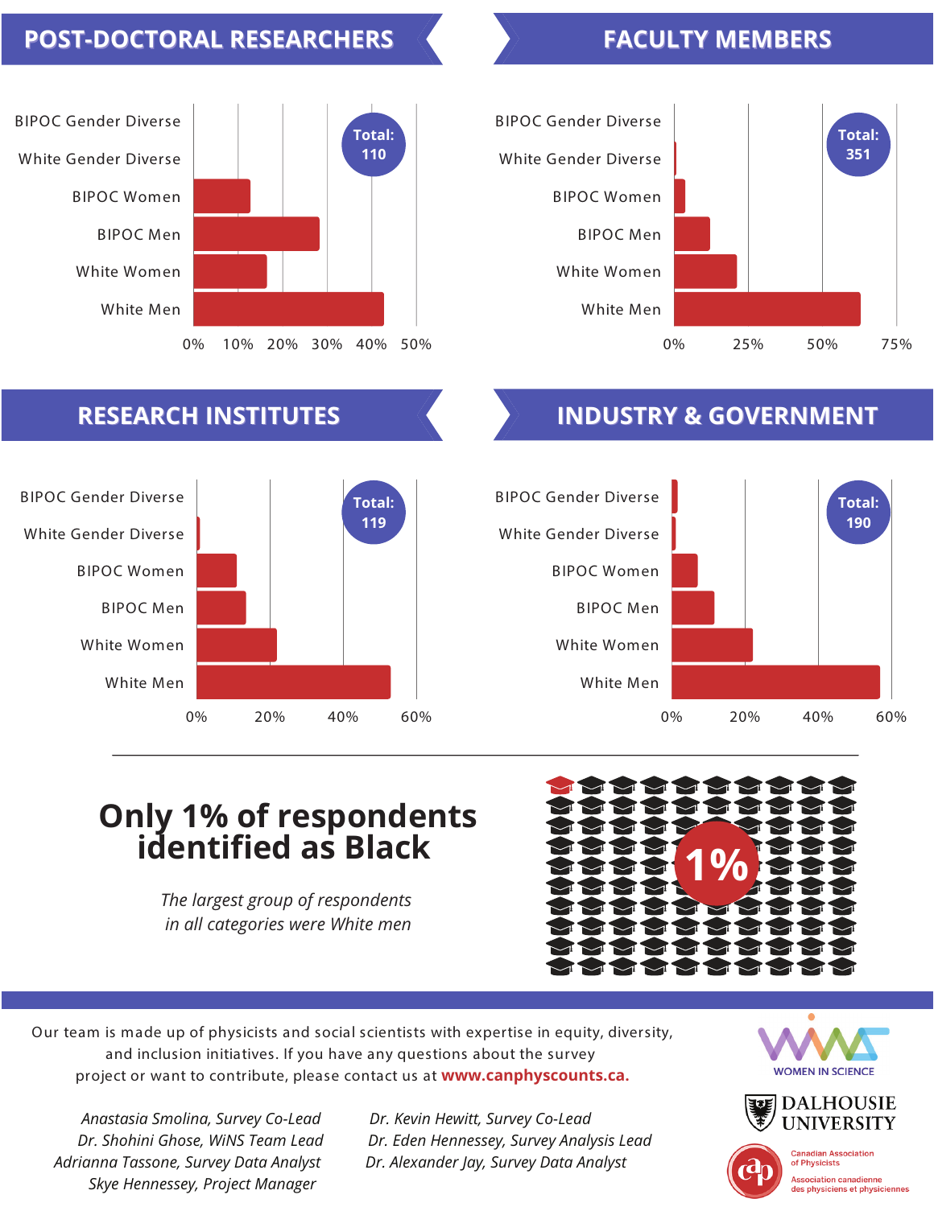## POST-DOCTORAL RESEARCHERS

BIPOC Gender Diverse
White Gender Diverse
BIPOC Women
BIPOC Men
White Women
White Men

0% 10% 20% 30% 40% 50%

Total: 110

## FACULTY MEMBERS

BIPOC Gender Diverse
White Gender Diverse
BIPOC Women
BIPOC Men
White Women
White Men

0% 25% 50% 75%

Total: 351

## RESEARCH INSTITUTES

BIPOC Gender Diverse
White Gender Diverse
BIPOC Women
BIPOC Men
White Women
White Men

0% 20% 40% 60%

Total: 119

## INDUSTRY & GOVERNMENT

BIPOC Gender Diverse
White Gender Diverse
BIPOC Women
BIPOC Men
White Women
White Men

0% 20% 40% 60%

Total: 190

---

# Only 1% of respondents identified as Black

*The largest group of respondents in all categories were White men*

1%

---

Our team is made up of physicists and social scientists with expertise in equity, diversity, and inclusion initiatives. If you have any questions about the survey project or want to contribute, please contact us at **www.canphyscounts.ca.**

*Anastasia Smolina, Survey Co-Lead*
*Dr. Shohini Ghose, WiNS Team Lead*
*Adrianna Tassone, Survey Data Analyst*
*Skye Hennessey, Project Manager*

*Dr. Kevin Hewitt, Survey Co-Lead*
*Dr. Eden Hennessey, Survey Analysis Lead*
*Dr. Alexander Jay, Survey Data Analyst*

WOMEN IN SCIENCE

DALHOUSIE UNIVERSITY

Canadian Association of Physicists
Association canadienne des physiciens et physiciennes